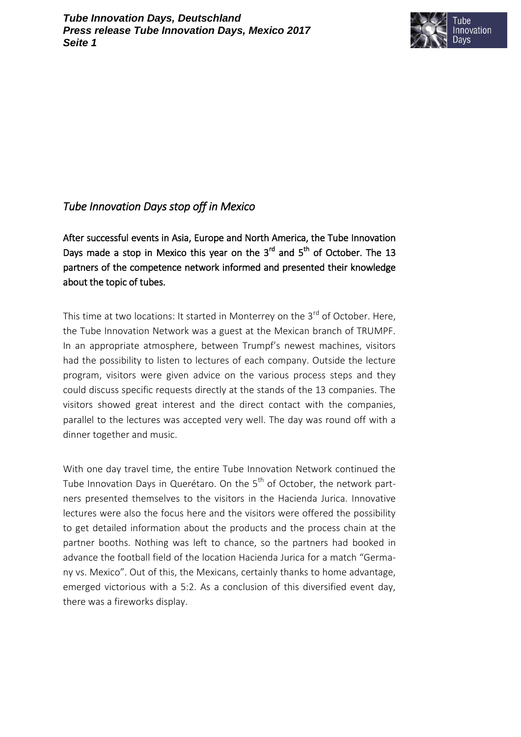*Tube Innovation Days stop off in Mexico*

**After successful events in Asia, Europe and North America, the Tube Innovation Days made a stop in Mexico this year on the 3rd and 5th of October. The 13 partners of the competence network informed and presented their knowledge about the topic of tubes.**

This time at two locations: It started in Monterrey on the 3rd of October. Here, the Tube Innovation Network was a guest at the Mexican branch of TRUMPF. In an appropriate atmosphere, between Trumpf's newest machines, visitors had the possibility to listen to lectures of each company. Outside the lecture program, visitors were given advice on the various process steps and they could discuss specific requests directly at the stands of the 13 companies. The visitors showed great interest and the direct contact with the companies, parallel to the lectures was accepted very well. The day was round off with a dinner together and music.

With one day travel time, the entire Tube Innovation Network continued the Tube Innovation Days in Querétaro. On the 5th of October, the network partners presented themselves to the visitors in the Hacienda Jurica. Innovative lectures were also the focus here and the visitors were offered the possibility to get detailed information about the products and the process chain at the partner booths. Nothing was left to chance, so the partners had booked in advance the football field of the location Hacienda Jurica for a match "Germany vs. Mexico". Out of this, the Mexicans, certainly thanks to home advantage, emerged victorious with a 5:2. As a conclusion of this diversified event day, there was a fireworks display.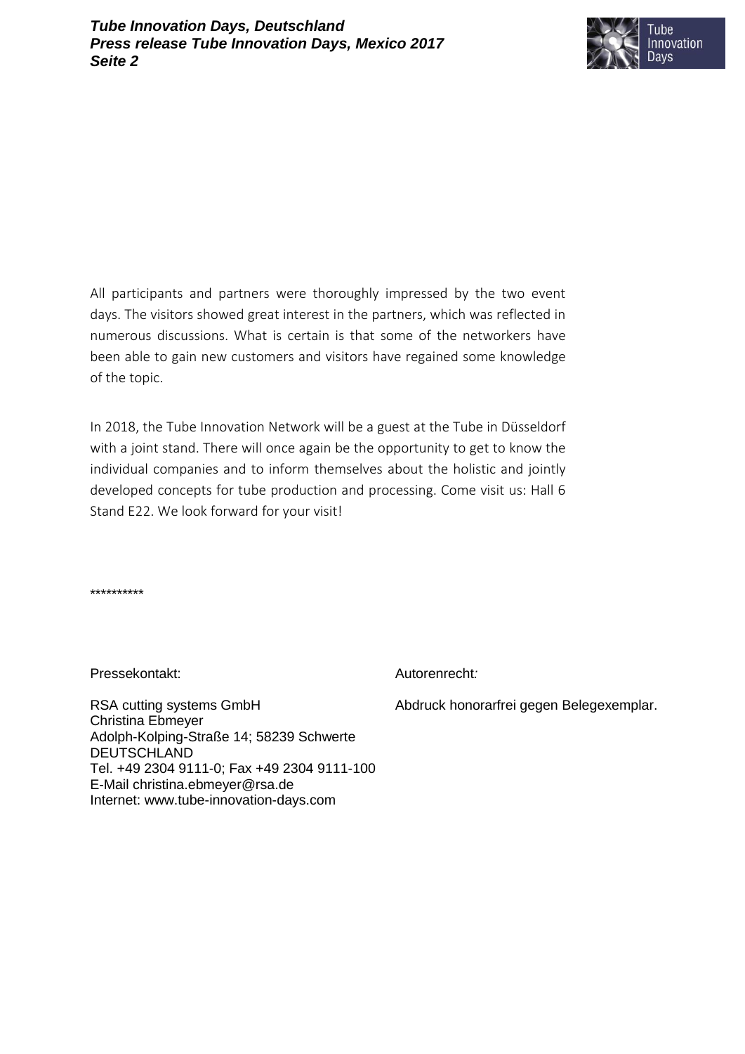All participants and partners were thoroughly impressed by the two event days. The visitors showed great interest in the partners, which was reflected in numerous discussions. What is certain is that some of the networkers have been able to gain new customers and visitors have regained some knowledge of the topic.

In 2018, the Tube Innovation Network will be a guest at the Tube in Düsseldorf with a joint stand. There will once again be the opportunity to get to know the individual companies and to inform themselves about the holistic and jointly developed concepts for tube production and processing. Come visit us: Hall 6 Stand E22. We look forward for your visit!

**********

Pressekontakt:

RSA cutting systems GmbH
Christina Ebmeyer
Adolph-Kolping-Straße 14; 58239 Schwerte
DEUTSCHLAND
Tel. +49 2304 9111-0; Fax +49 2304 9111-100
E-Mail christina.ebmeyer@rsa.de
Internet: www.tube-innovation-days.com

Autorenrecht:

Abdruck honorarfrei gegen Belegexemplar.